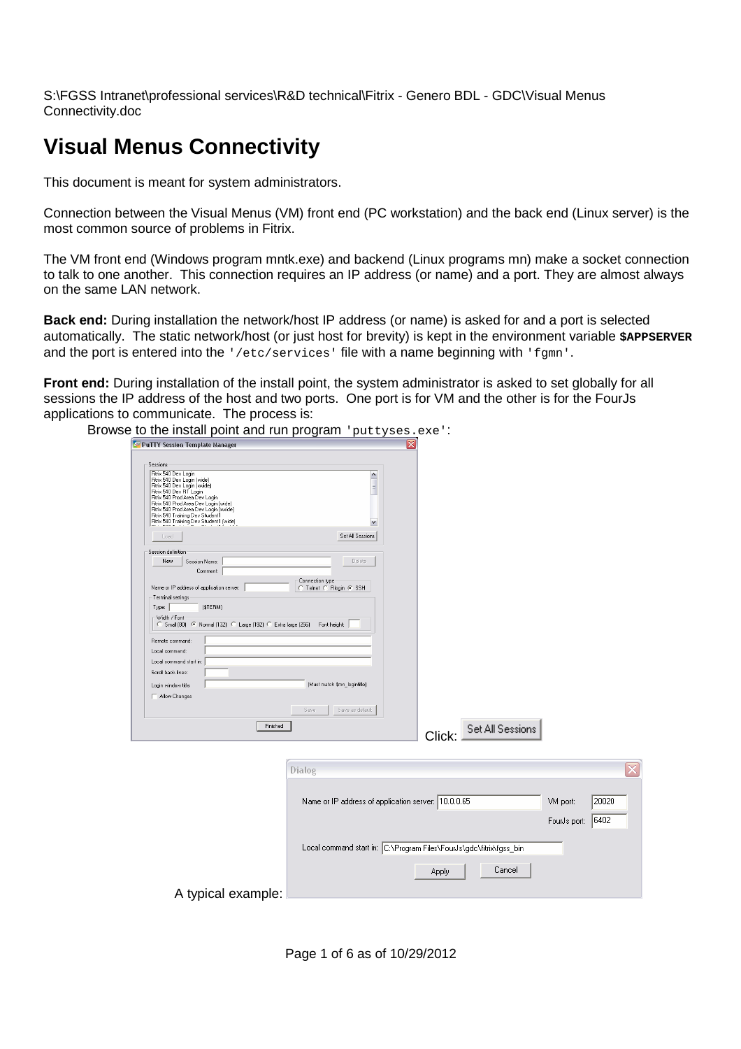S:\FGSS Intranet\professional services\R&D technical\Fitrix - Genero BDL - GDC\Visual Menus Connectivity.doc

# Visual Menus Connectivity

This document is meant for system administrators.

Connection between the Visual Menus (VM) front end (PC workstation) and the back end (Linux server) is the most common source of problems in Fitrix.

The VM front end (Windows program mntk.exe) and backend (Linux programs mn) make a socket connection to talk to one another. This connection requires an IP address (or name) and a port. They are almost always on the same LAN network.

**Back end:** During installation the network/host IP address (or name) is asked for and a port is selected automatically. The static network/host (or just host for brevity) is kept in the environment variable **$APPSERVER** and the port is entered into the `'/etc/services'` file with a name beginning with `'fgmn'`.

**Front end:** During installation of the install point, the system administrator is asked to set globally for all sessions the IP address of the host and two ports. One port is for VM and the other is for the FourJs applications to communicate. The process is:

Browse to the install point and run program `'puttyses.exe'`:

Click: Set All Sessions

A typical example: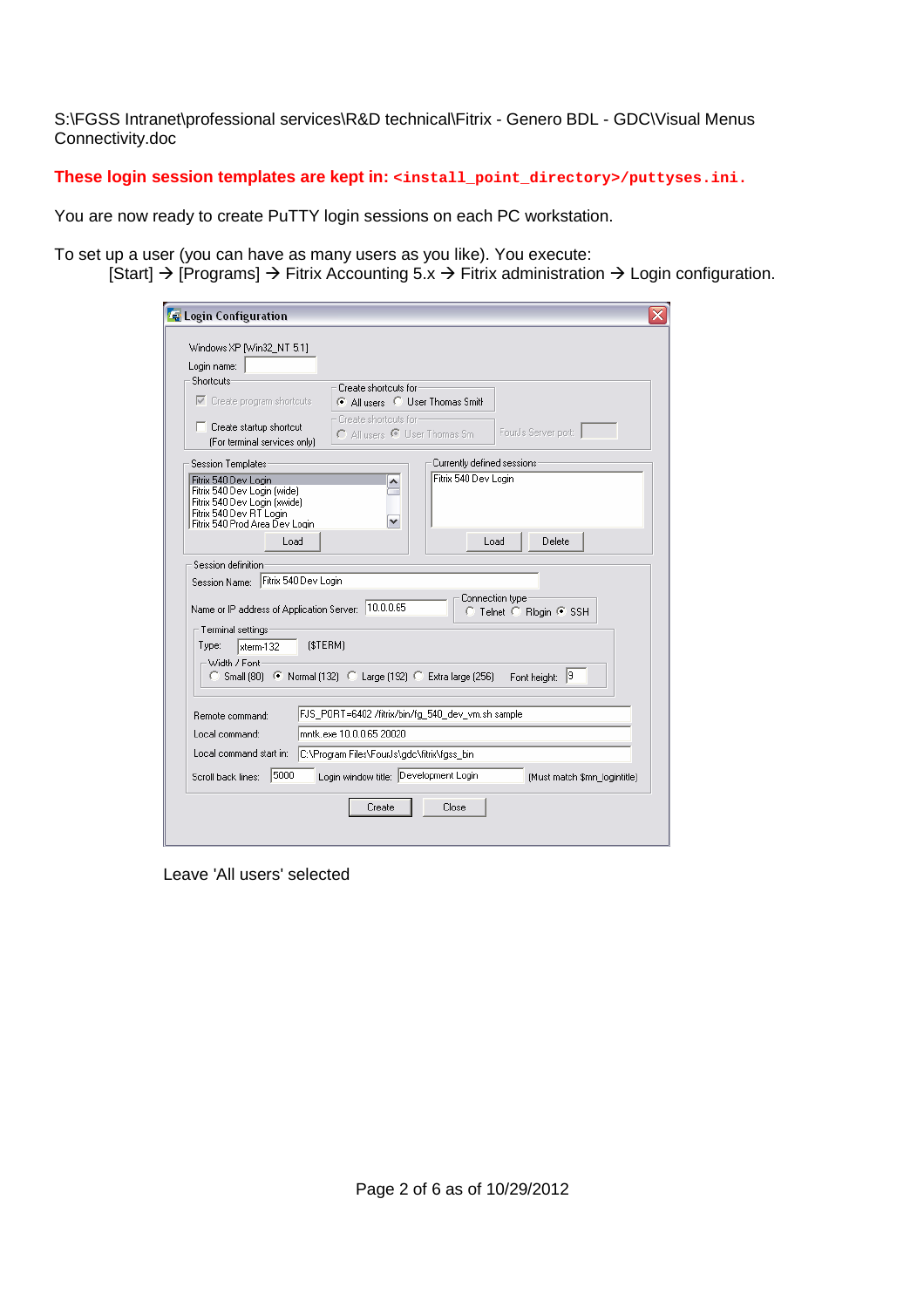S:\FGSS Intranet\professional services\R&D technical\Fitrix - Genero BDL - GDC\Visual Menus Connectivity.doc

**These login session templates are kept in: `<install_point_directory>/puttyses.ini.`**

You are now ready to create PuTTY login sessions on each PC workstation.

To set up a user (you can have as many users as you like). You execute:

[Start] → [Programs] → Fitrix Accounting 5.x → Fitrix administration → Login configuration.

Leave 'All users' selected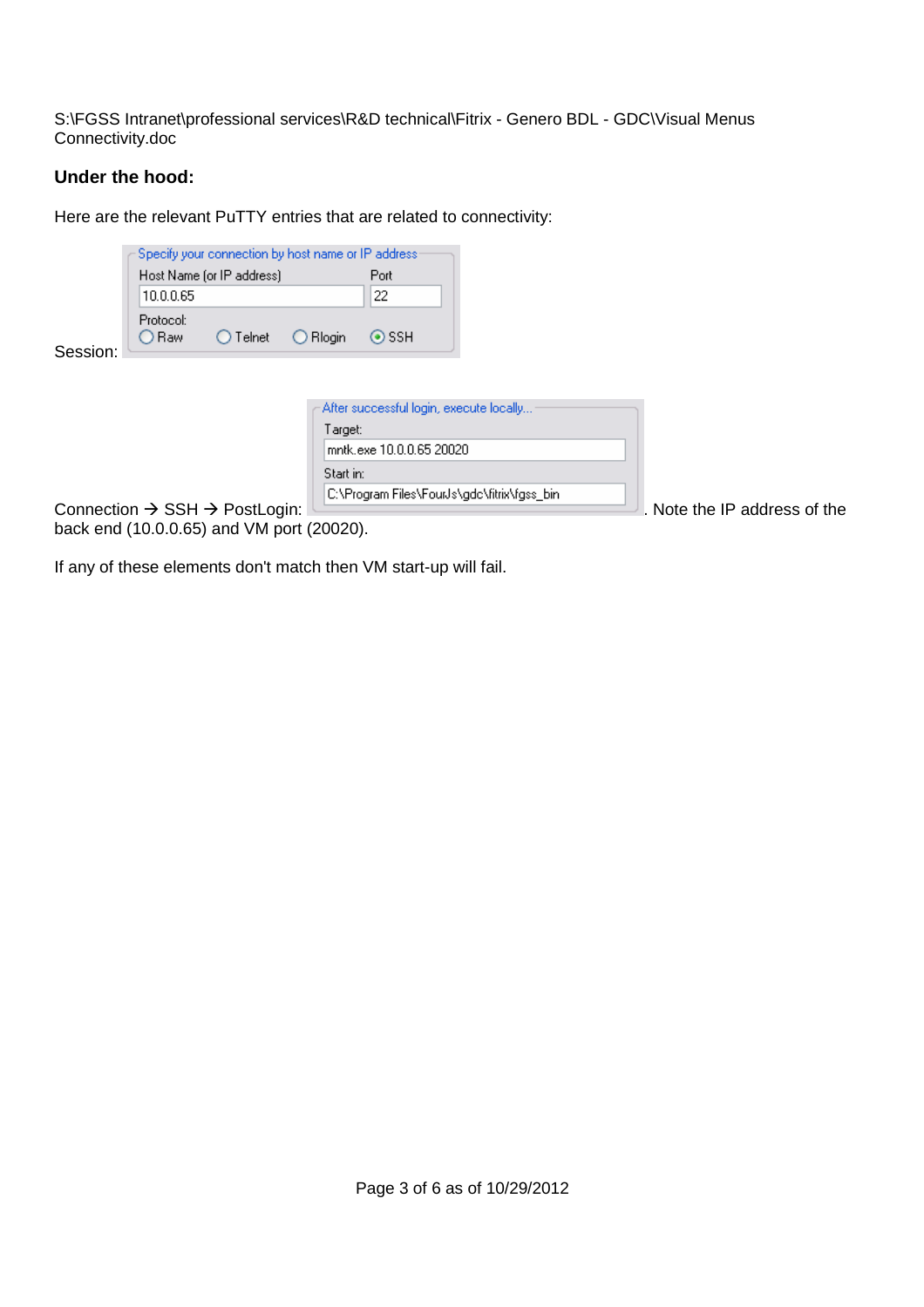**Under the hood:**

Here are the relevant PuTTY entries that are related to connectivity:

Session:

Specify your connection by host name or IP address
Host Name (or IP address): 10.0.0.65
Port: 22
Protocol: Raw / Telnet / Rlogin / SSH (selected)

Connection → SSH → PostLogin:

After successful login, execute locally...
Target: mntk.exe 10.0.0.65 20020
Start in: C:\Program Files\FourJs\gdc\fitrix\fgss_bin

Note the IP address of the back end (10.0.0.65) and VM port (20020).

If any of these elements don't match then VM start-up will fail.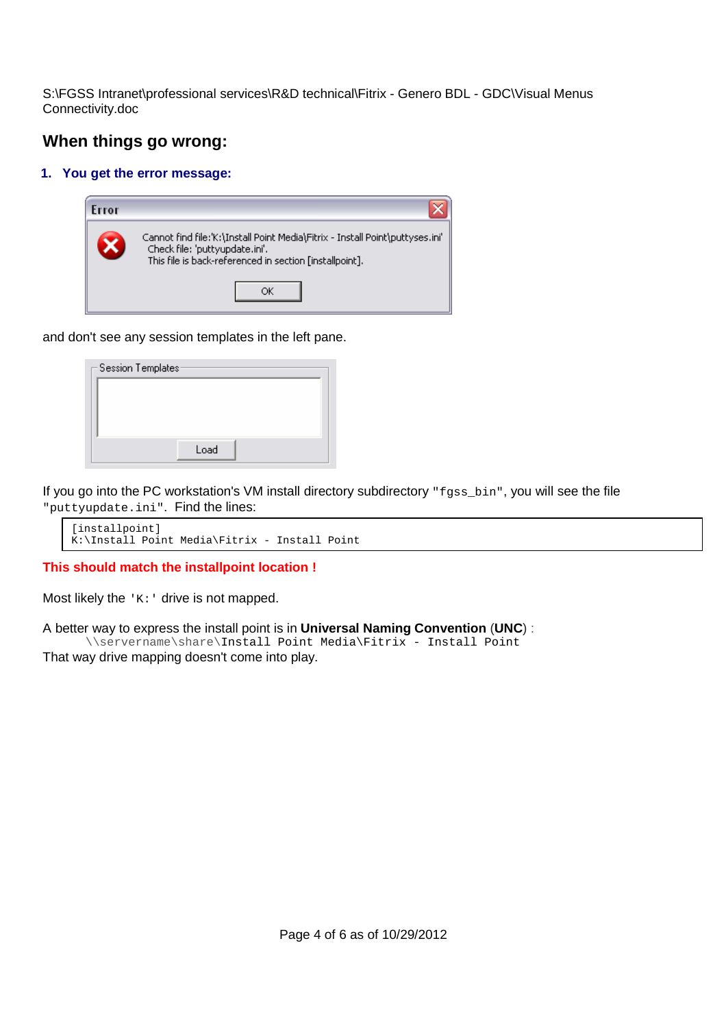S:\FGSS Intranet\professional services\R&D technical\Fitrix - Genero BDL - GDC\Visual Menus Connectivity.doc

## When things go wrong:

### 1. You get the error message:

and don't see any session templates in the left pane.

If you go into the PC workstation's VM install directory subdirectory "`fgss_bin`", you will see the file "`puttyupdate.ini`". Find the lines:

```
[installpoint]
K:\Install Point Media\Fitrix - Install Point
```

**This should match the installpoint location !**

Most likely the `'K:'` drive is not mapped.

A better way to express the install point is in **Universal Naming Convention** (**UNC**) :

`\\servername\share\Install Point Media\Fitrix - Install Point`

That way drive mapping doesn't come into play.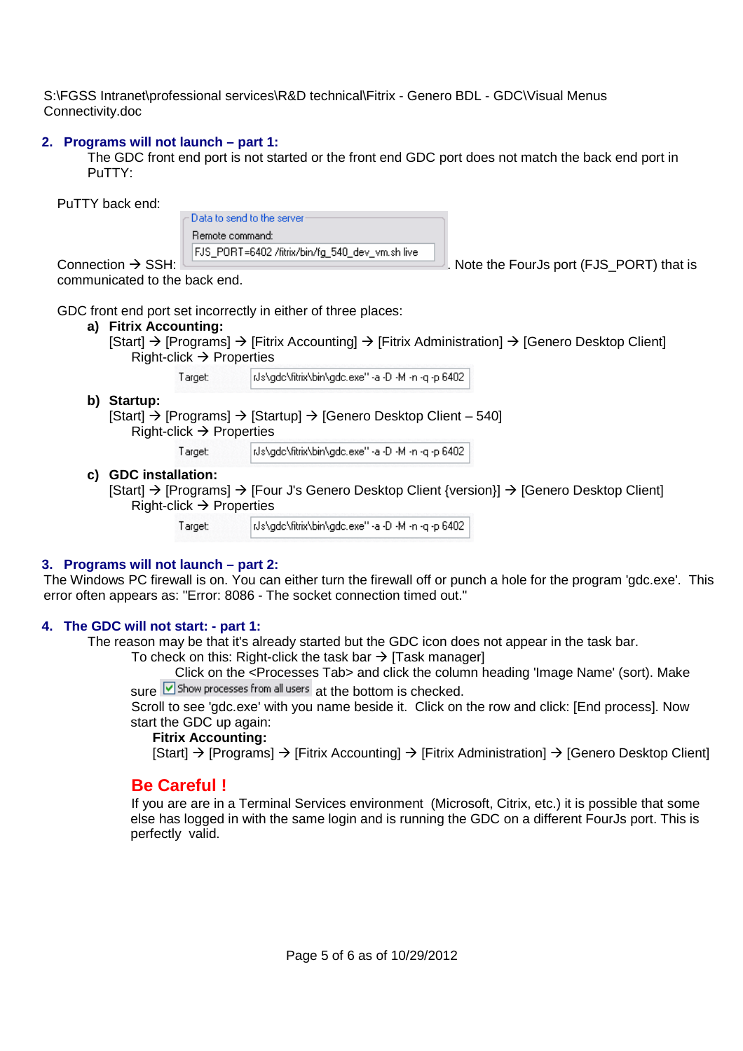S:\FGSS Intranet\professional services\R&D technical\Fitrix - Genero BDL - GDC\Visual Menus Connectivity.doc

## 2. Programs will not launch – part 1:

The GDC front end port is not started or the front end GDC port does not match the back end port in PuTTY:

PuTTY back end:

Connection → SSH: Data to send to the server — Remote command: `FJS_PORT=6402 /fitrix/bin/fg_540_dev_vm.sh live`. Note the FourJs port (FJS_PORT) that is communicated to the back end.

GDC front end port set incorrectly in either of three places:

**a) Fitrix Accounting:**
[Start] → [Programs] → [Fitrix Accounting] → [Fitrix Administration] → [Genero Desktop Client]
Right-click → Properties

Target: `rJs\gdc\fitrix\bin\gdc.exe" -a -D -M -n -q -p 6402`

**b) Startup:**
[Start] → [Programs] → [Startup] → [Genero Desktop Client – 540]
Right-click → Properties

Target: `rJs\gdc\fitrix\bin\gdc.exe" -a -D -M -n -q -p 6402`

**c) GDC installation:**
[Start] → [Programs] → [Four J's Genero Desktop Client {version}] → [Genero Desktop Client]
Right-click → Properties

Target: `rJs\gdc\fitrix\bin\gdc.exe" -a -D -M -n -q -p 6402`

## 3. Programs will not launch – part 2:

The Windows PC firewall is on. You can either turn the firewall off or punch a hole for the program 'gdc.exe'. This error often appears as: "Error: 8086 - The socket connection timed out."

## 4. The GDC will not start: - part 1:

The reason may be that it's already started but the GDC icon does not appear in the task bar.
To check on this: Right-click the task bar → [Task manager]
Click on the <Processes Tab> and click the column heading 'Image Name' (sort). Make sure ☑ Show processes from all users at the bottom is checked.
Scroll to see 'gdc.exe' with you name beside it. Click on the row and click: [End process]. Now start the GDC up again:

**Fitrix Accounting:**
[Start] → [Programs] → [Fitrix Accounting] → [Fitrix Administration] → [Genero Desktop Client]

### Be Careful !

If you are are in a Terminal Services environment (Microsoft, Citrix, etc.) it is possible that some else has logged in with the same login and is running the GDC on a different FourJs port. This is perfectly valid.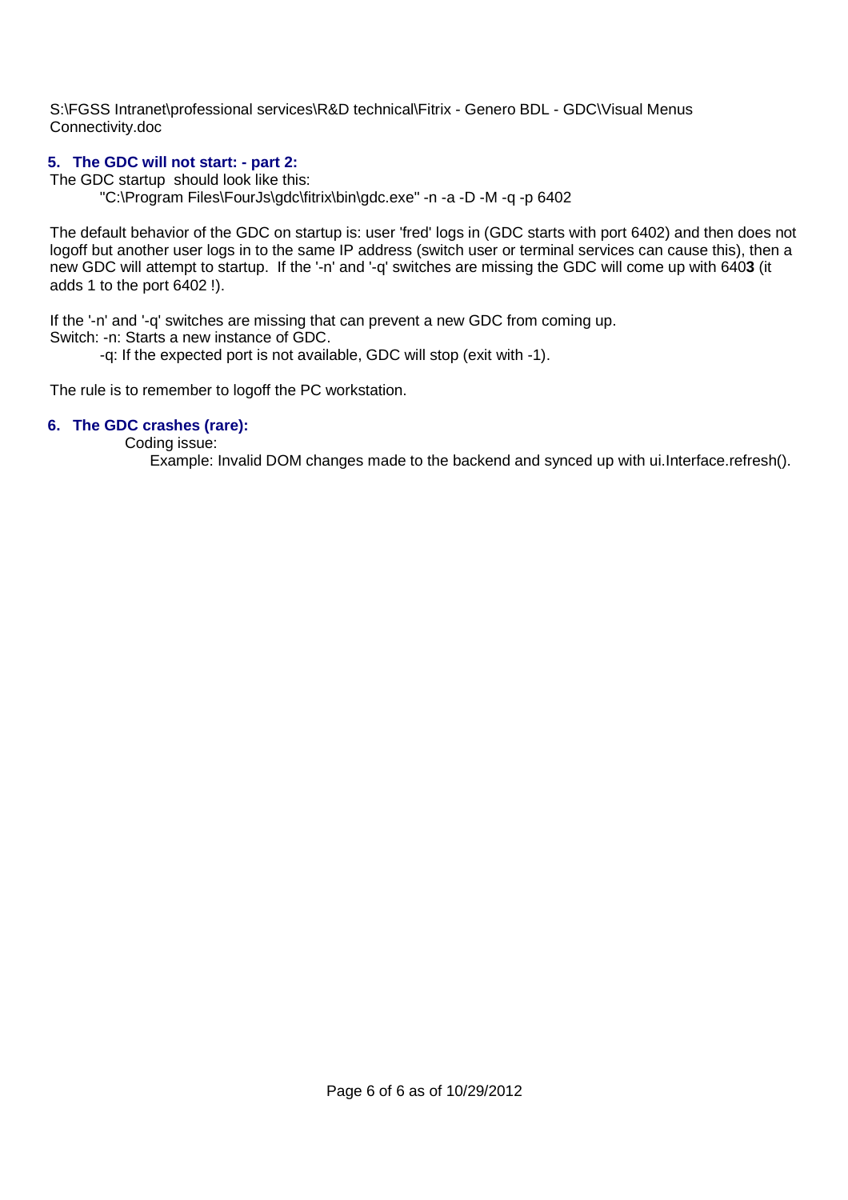S:\FGSS Intranet\professional services\R&D technical\Fitrix - Genero BDL - GDC\Visual Menus Connectivity.doc

## 5. The GDC will not start: - part 2:

The GDC startup should look like this:

"C:\Program Files\FourJs\gdc\fitrix\bin\gdc.exe" -n -a -D -M -q -p 6402

The default behavior of the GDC on startup is: user 'fred' logs in (GDC starts with port 6402) and then does not logoff but another user logs in to the same IP address (switch user or terminal services can cause this), then a new GDC will attempt to startup. If the '-n' and '-q' switches are missing the GDC will come up with 640**3** (it adds 1 to the port 6402 !).

If the '-n' and '-q' switches are missing that can prevent a new GDC from coming up.
Switch: -n: Starts a new instance of GDC.
-q: If the expected port is not available, GDC will stop (exit with -1).

The rule is to remember to logoff the PC workstation.

## 6. The GDC crashes (rare):

Coding issue:

Example: Invalid DOM changes made to the backend and synced up with ui.Interface.refresh().